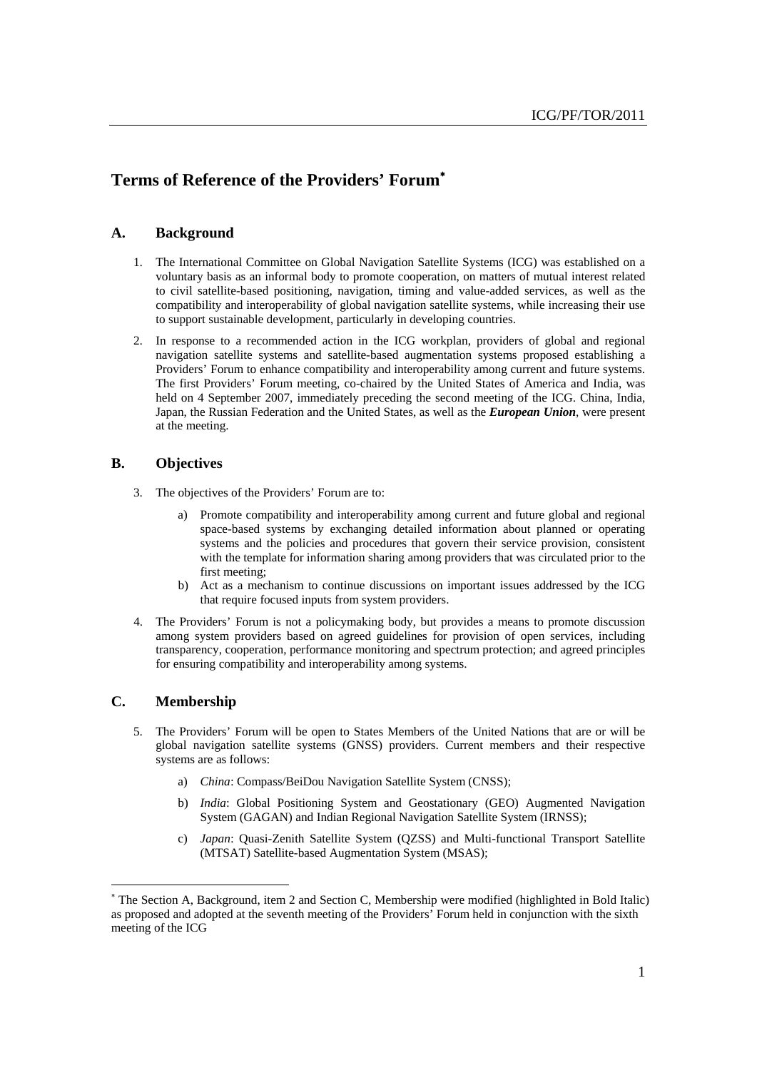# Terms of Reference of the Providers' Forum[*]

## A. Background

1. The International Committee on Global Navigation Satellite Systems (ICG) was established on a voluntary basis as an informal body to promote cooperation, on matters of mutual interest related to civil satellite-based positioning, navigation, timing and value-added services, as well as the compatibility and interoperability of global navigation satellite systems, while increasing their use to support sustainable development, particularly in developing countries.

2. In response to a recommended action in the ICG workplan, providers of global and regional navigation satellite systems and satellite-based augmentation systems proposed establishing a Providers' Forum to enhance compatibility and interoperability among current and future systems. The first Providers' Forum meeting, co-chaired by the United States of America and India, was held on 4 September 2007, immediately preceding the second meeting of the ICG. China, India, Japan, the Russian Federation and the United States, as well as the ***European Union***, were present at the meeting.

## B. Objectives

3. The objectives of the Providers' Forum are to:

   a) Promote compatibility and interoperability among current and future global and regional space-based systems by exchanging detailed information about planned or operating systems and the policies and procedures that govern their service provision, consistent with the template for information sharing among providers that was circulated prior to the first meeting;

   b) Act as a mechanism to continue discussions on important issues addressed by the ICG that require focused inputs from system providers.

4. The Providers' Forum is not a policymaking body, but provides a means to promote discussion among system providers based on agreed guidelines for provision of open services, including transparency, cooperation, performance monitoring and spectrum protection; and agreed principles for ensuring compatibility and interoperability among systems.

## C. Membership

5. The Providers' Forum will be open to States Members of the United Nations that are or will be global navigation satellite systems (GNSS) providers. Current members and their respective systems are as follows:

   a) *China*: Compass/BeiDou Navigation Satellite System (CNSS);

   b) *India*: Global Positioning System and Geostationary (GEO) Augmented Navigation System (GAGAN) and Indian Regional Navigation Satellite System (IRNSS);

   c) *Japan*: Quasi-Zenith Satellite System (QZSS) and Multi-functional Transport Satellite (MTSAT) Satellite-based Augmentation System (MSAS);

---

[*] The Section A, Background, item 2 and Section C, Membership were modified (highlighted in Bold Italic) as proposed and adopted at the seventh meeting of the Providers' Forum held in conjunction with the sixth meeting of the ICG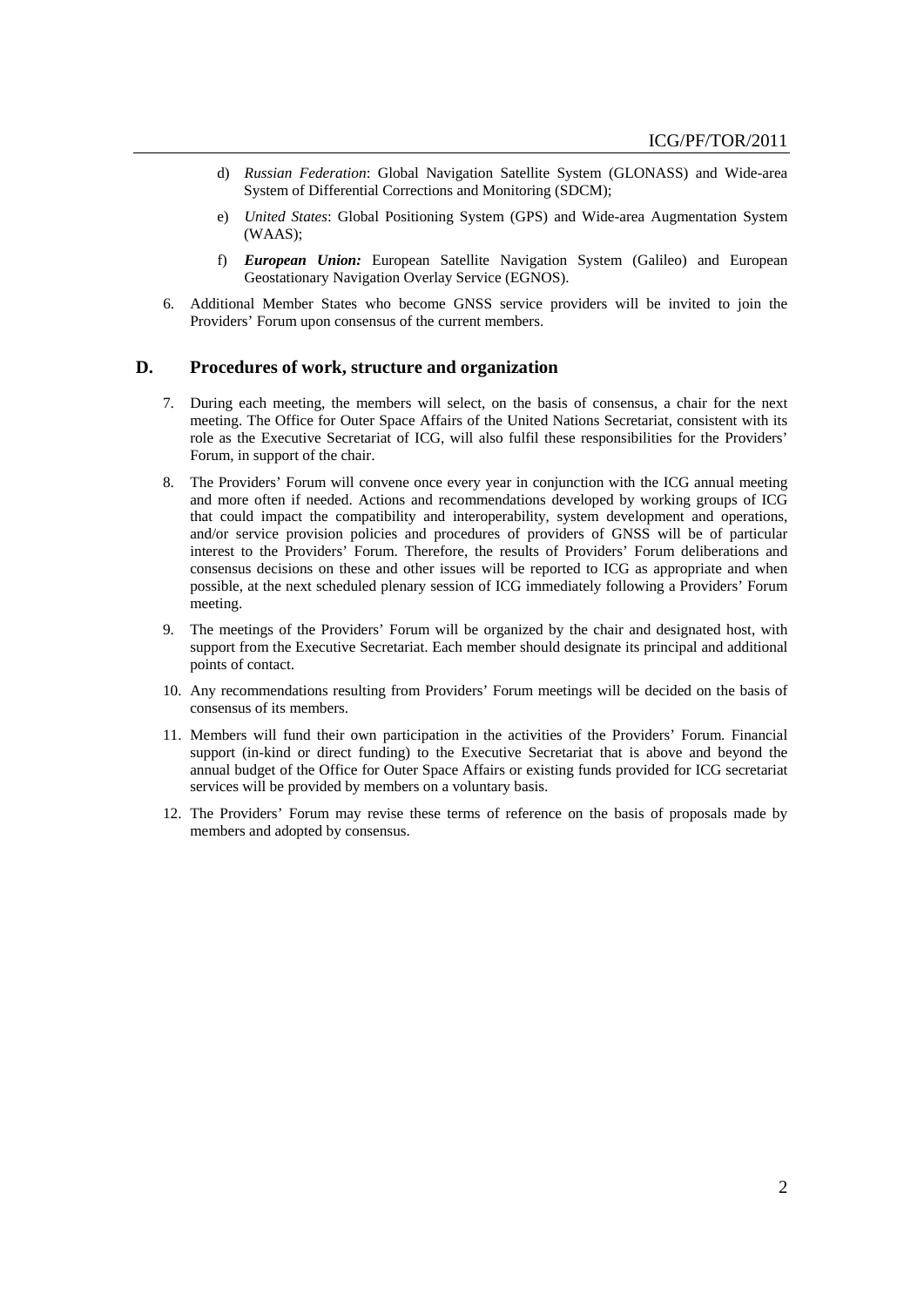d) *Russian Federation*: Global Navigation Satellite System (GLONASS) and Wide-area System of Differential Corrections and Monitoring (SDCM);

e) *United States*: Global Positioning System (GPS) and Wide-area Augmentation System (WAAS);

f) ***European Union:*** European Satellite Navigation System (Galileo) and European Geostationary Navigation Overlay Service (EGNOS).

6. Additional Member States who become GNSS service providers will be invited to join the Providers' Forum upon consensus of the current members.

## D. Procedures of work, structure and organization

7. During each meeting, the members will select, on the basis of consensus, a chair for the next meeting. The Office for Outer Space Affairs of the United Nations Secretariat, consistent with its role as the Executive Secretariat of ICG, will also fulfil these responsibilities for the Providers' Forum, in support of the chair.

8. The Providers' Forum will convene once every year in conjunction with the ICG annual meeting and more often if needed. Actions and recommendations developed by working groups of ICG that could impact the compatibility and interoperability, system development and operations, and/or service provision policies and procedures of providers of GNSS will be of particular interest to the Providers' Forum. Therefore, the results of Providers' Forum deliberations and consensus decisions on these and other issues will be reported to ICG as appropriate and when possible, at the next scheduled plenary session of ICG immediately following a Providers' Forum meeting.

9. The meetings of the Providers' Forum will be organized by the chair and designated host, with support from the Executive Secretariat. Each member should designate its principal and additional points of contact.

10. Any recommendations resulting from Providers' Forum meetings will be decided on the basis of consensus of its members.

11. Members will fund their own participation in the activities of the Providers' Forum. Financial support (in-kind or direct funding) to the Executive Secretariat that is above and beyond the annual budget of the Office for Outer Space Affairs or existing funds provided for ICG secretariat services will be provided by members on a voluntary basis.

12. The Providers' Forum may revise these terms of reference on the basis of proposals made by members and adopted by consensus.